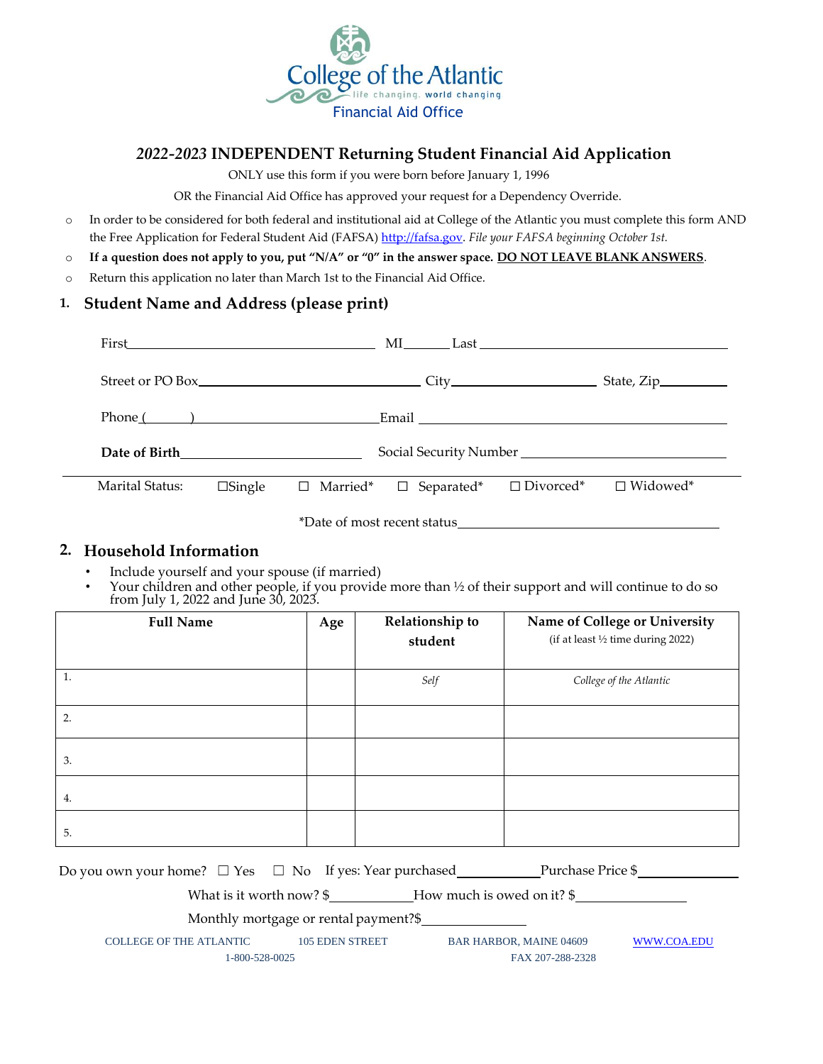College of the Atlantic
life changing. world changing
Financial Aid Office

## *2022-2023* INDEPENDENT Returning Student Financial Aid Application

ONLY use this form if you were born before January 1, 1996

OR the Financial Aid Office has approved your request for a Dependency Override.

- In order to be considered for both federal and institutional aid at College of the Atlantic you must complete this form AND the Free Application for Federal Student Aid (FAFSA) http://fafsa.gov. *File your FAFSA beginning October 1st.*
- **If a question does not apply to you, put "N/A" or "0" in the answer space. DO NOT LEAVE BLANK ANSWERS**.
- Return this application no later than March 1st to the Financial Aid Office.

### 1. Student Name and Address (please print)

First\_\_\_\_\_\_\_\_\_\_\_\_\_\_\_\_\_\_\_\_ MI\_\_\_\_\_\_ Last \_\_\_\_\_\_\_\_\_\_\_\_\_\_\_\_\_\_\_\_

Street or PO Box\_\_\_\_\_\_\_\_\_\_\_\_\_\_\_\_\_\_\_\_ City\_\_\_\_\_\_\_\_\_\_\_\_\_\_\_\_ State, Zip\_\_\_\_\_\_\_\_\_\_

Phone (\_\_\_\_\_\_)\_\_\_\_\_\_\_\_\_\_\_\_\_\_\_\_\_\_\_\_Email \_\_\_\_\_\_\_\_\_\_\_\_\_\_\_\_\_\_\_\_

**Date of Birth**\_\_\_\_\_\_\_\_\_\_\_\_\_\_\_\_\_\_\_\_ Social Security Number \_\_\_\_\_\_\_\_\_\_\_\_\_\_\_\_\_\_\_\_

Marital Status: ☐Single ☐ Married* ☐ Separated* ☐ Divorced* ☐ Widowed*

*Date of most recent status\_\_\_\_\_\_\_\_\_\_\_\_\_\_\_\_\_\_\_\_

### 2. Household Information

- Include yourself and your spouse (if married)
- Your children and other people, if you provide more than ½ of their support and will continue to do so from July 1, 2022 and June 30, 2023.

| Full Name | Age | Relationship to student | Name of College or University (if at least ½ time during 2022) |
|---|---|---|---|
| 1. | | *Self* | *College of the Atlantic* |
| 2. | | | |
| 3. | | | |
| 4. | | | |
| 5. | | | |

Do you own your home? ☐ Yes ☐ No If yes: Year purchased\_\_\_\_\_\_\_\_\_\_ Purchase Price $\_\_\_\_\_\_\_\_\_\_

What is it worth now? $\_\_\_\_\_\_\_\_\_\_ How much is owed on it? $\_\_\_\_\_\_\_\_\_\_

Monthly mortgage or rental payment?$\_\_\_\_\_\_\_\_\_\_

COLLEGE OF THE ATLANTIC 105 EDEN STREET BAR HARBOR, MAINE 04609 WWW.COA.EDU
1-800-528-0025 FAX 207-288-2328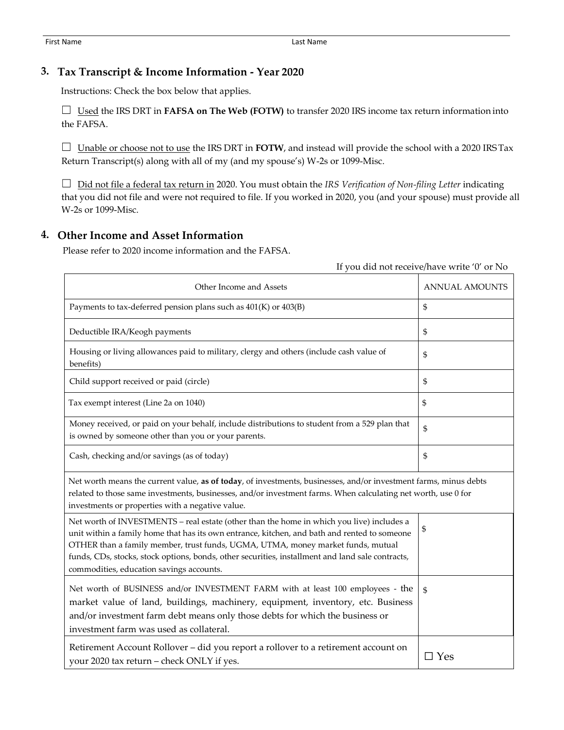First Name Last Name

## 3. Tax Transcript & Income Information - Year 2020

Instructions: Check the box below that applies.

☐ Used the IRS DRT in **FAFSA on The Web (FOTW)** to transfer 2020 IRS income tax return information into the FAFSA.

☐ Unable or choose not to use the IRS DRT in **FOTW**, and instead will provide the school with a 2020 IRS Tax Return Transcript(s) along with all of my (and my spouse's) W-2s or 1099-Misc.

☐ Did not file a federal tax return in 2020. You must obtain the *IRS Verification of Non-filing Letter* indicating that you did not file and were not required to file. If you worked in 2020, you (and your spouse) must provide all W-2s or 1099-Misc.

## 4. Other Income and Asset Information

Please refer to 2020 income information and the FAFSA.

If you did not receive/have write '0' or No

| Other Income and Assets | ANNUAL AMOUNTS |
|---|---|
| Payments to tax-deferred pension plans such as 401(K) or 403(B) | $ |
| Deductible IRA/Keogh payments | $ |
| Housing or living allowances paid to military, clergy and others (include cash value of benefits) | $ |
| Child support received or paid (circle) | $ |
| Tax exempt interest (Line 2a on 1040) | $ |
| Money received, or paid on your behalf, include distributions to student from a 529 plan that is owned by someone other than you or your parents. | $ |
| Cash, checking and/or savings (as of today) | $ |
| Net worth means the current value, **as of today**, of investments, businesses, and/or investment farms, minus debts related to those same investments, businesses, and/or investment farms. When calculating net worth, use 0 for investments or properties with a negative value. | |
| Net worth of INVESTMENTS – real estate (other than the home in which you live) includes a unit within a family home that has its own entrance, kitchen, and bath and rented to someone OTHER than a family member, trust funds, UGMA, UTMA, money market funds, mutual funds, CDs, stocks, stock options, bonds, other securities, installment and land sale contracts, commodities, education savings accounts. | $ |
| Net worth of BUSINESS and/or INVESTMENT FARM with at least 100 employees - the market value of land, buildings, machinery, equipment, inventory, etc. Business and/or investment farm debt means only those debts for which the business or investment farm was used as collateral. | $ |
| Retirement Account Rollover – did you report a rollover to a retirement account on your 2020 tax return – check ONLY if yes. | ☐ Yes |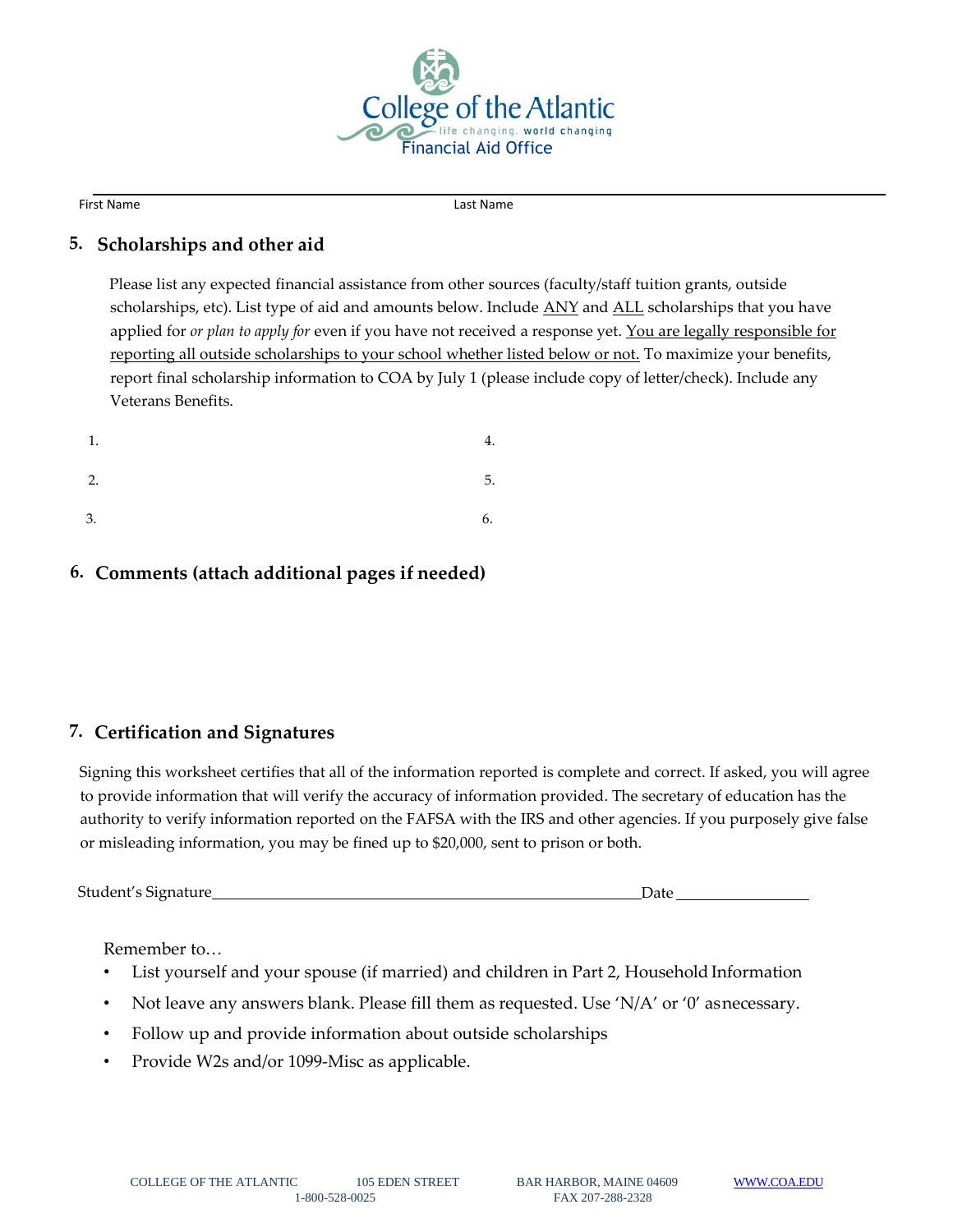College of the Atlantic
life changing, world changing
Financial Aid Office

First Name Last Name

## 5. Scholarships and other aid

Please list any expected financial assistance from other sources (faculty/staff tuition grants, outside scholarships, etc). List type of aid and amounts below. Include ANY and ALL scholarships that you have applied for *or plan to apply for* even if you have not received a response yet. You are legally responsible for reporting all outside scholarships to your school whether listed below or not. To maximize your benefits, report final scholarship information to COA by July 1 (please include copy of letter/check). Include any Veterans Benefits.

1. 
2. 
3. 
4. 
5. 
6. 

## 6. Comments (attach additional pages if needed)

## 7. Certification and Signatures

Signing this worksheet certifies that all of the information reported is complete and correct. If asked, you will agree to provide information that will verify the accuracy of information provided. The secretary of education has the authority to verify information reported on the FAFSA with the IRS and other agencies. If you purposely give false or misleading information, you may be fined up to $20,000, sent to prison or both.

Student's Signature\_\_\_\_\_\_\_\_\_\_\_\_\_\_\_\_\_\_\_\_\_\_\_\_\_\_\_\_\_\_\_\_\_\_\_\_\_\_\_\_ Date \_\_\_\_\_\_\_\_\_\_\_\_\_\_

Remember to…

- List yourself and your spouse (if married) and children in Part 2, Household Information
- Not leave any answers blank. Please fill them as requested. Use 'N/A' or '0' as necessary.
- Follow up and provide information about outside scholarships
- Provide W2s and/or 1099-Misc as applicable.

COLLEGE OF THE ATLANTIC 105 EDEN STREET BAR HARBOR, MAINE 04609 WWW.COA.EDU
1-800-528-0025 FAX 207-288-2328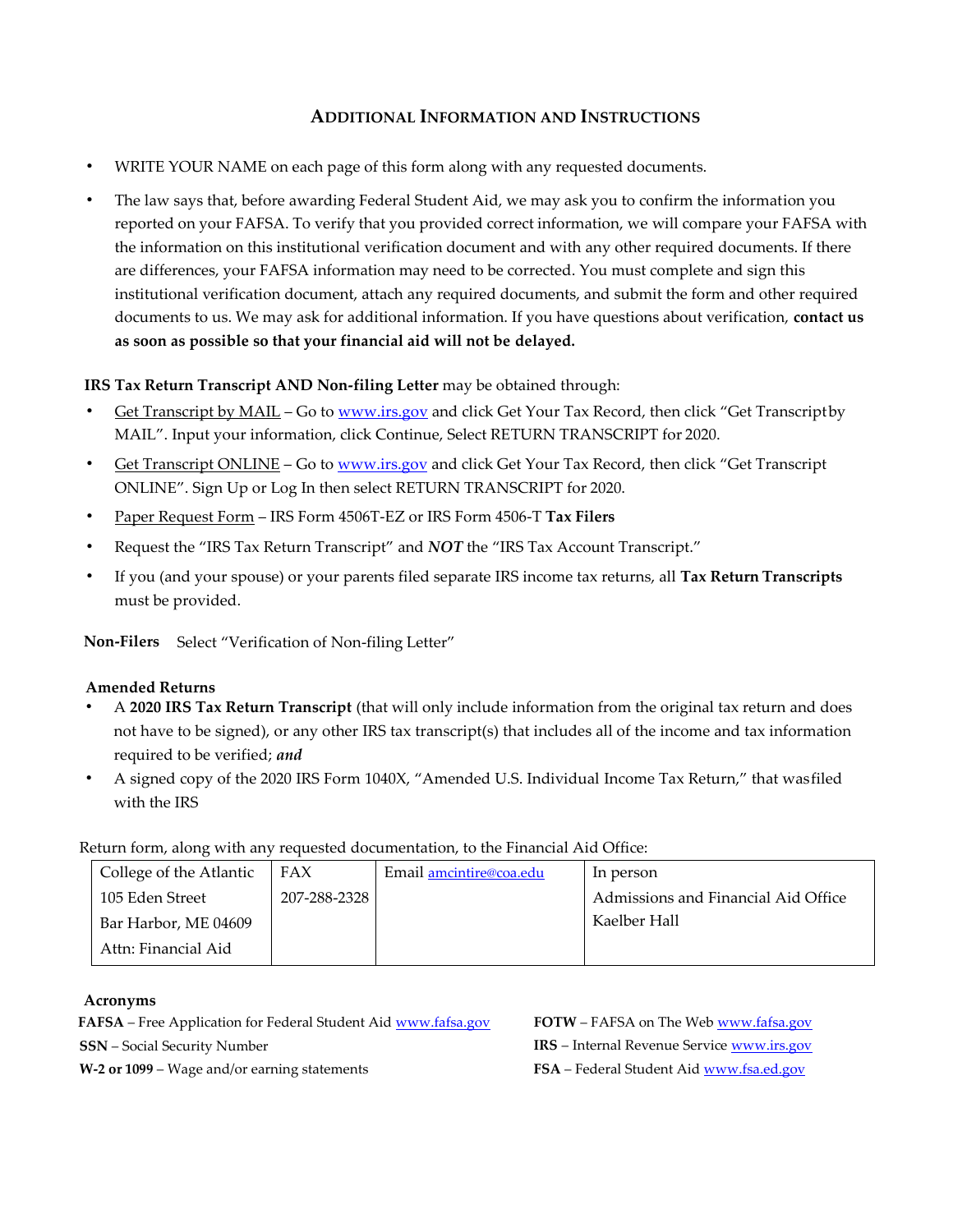## ADDITIONAL INFORMATION AND INSTRUCTIONS

- WRITE YOUR NAME on each page of this form along with any requested documents.
- The law says that, before awarding Federal Student Aid, we may ask you to confirm the information you reported on your FAFSA. To verify that you provided correct information, we will compare your FAFSA with the information on this institutional verification document and with any other required documents. If there are differences, your FAFSA information may need to be corrected. You must complete and sign this institutional verification document, attach any required documents, and submit the form and other required documents to us. We may ask for additional information. If you have questions about verification, **contact us as soon as possible so that your financial aid will not be delayed.**

**IRS Tax Return Transcript AND Non-filing Letter** may be obtained through:

- Get Transcript by MAIL – Go to www.irs.gov and click Get Your Tax Record, then click "Get Transcript by MAIL". Input your information, click Continue, Select RETURN TRANSCRIPT for 2020.
- Get Transcript ONLINE – Go to www.irs.gov and click Get Your Tax Record, then click "Get Transcript ONLINE". Sign Up or Log In then select RETURN TRANSCRIPT for 2020.
- Paper Request Form – IRS Form 4506T-EZ or IRS Form 4506-T **Tax Filers**
- Request the "IRS Tax Return Transcript" and ***NOT*** the "IRS Tax Account Transcript."
- If you (and your spouse) or your parents filed separate IRS income tax returns, all **Tax Return Transcripts** must be provided.

**Non-Filers** Select "Verification of Non-filing Letter"

**Amended Returns**

- A **2020 IRS Tax Return Transcript** (that will only include information from the original tax return and does not have to be signed), or any other IRS tax transcript(s) that includes all of the income and tax information required to be verified; ***and***
- A signed copy of the 2020 IRS Form 1040X, "Amended U.S. Individual Income Tax Return," that was filed with the IRS

Return form, along with any requested documentation, to the Financial Aid Office:

| | | | |
|---|---|---|---|
| College of the Atlantic<br>105 Eden Street<br>Bar Harbor, ME 04609<br>Attn: Financial Aid | FAX<br>207-288-2328 | Email amcintire@coa.edu | In person<br>Admissions and Financial Aid Office<br>Kaelber Hall |

**Acronyms**

**FAFSA** – Free Application for Federal Student Aid www.fafsa.gov

**SSN** – Social Security Number

**W-2 or 1099** – Wage and/or earning statements

**FOTW** – FAFSA on The Web www.fafsa.gov

**IRS** – Internal Revenue Service www.irs.gov

**FSA** – Federal Student Aid www.fsa.ed.gov